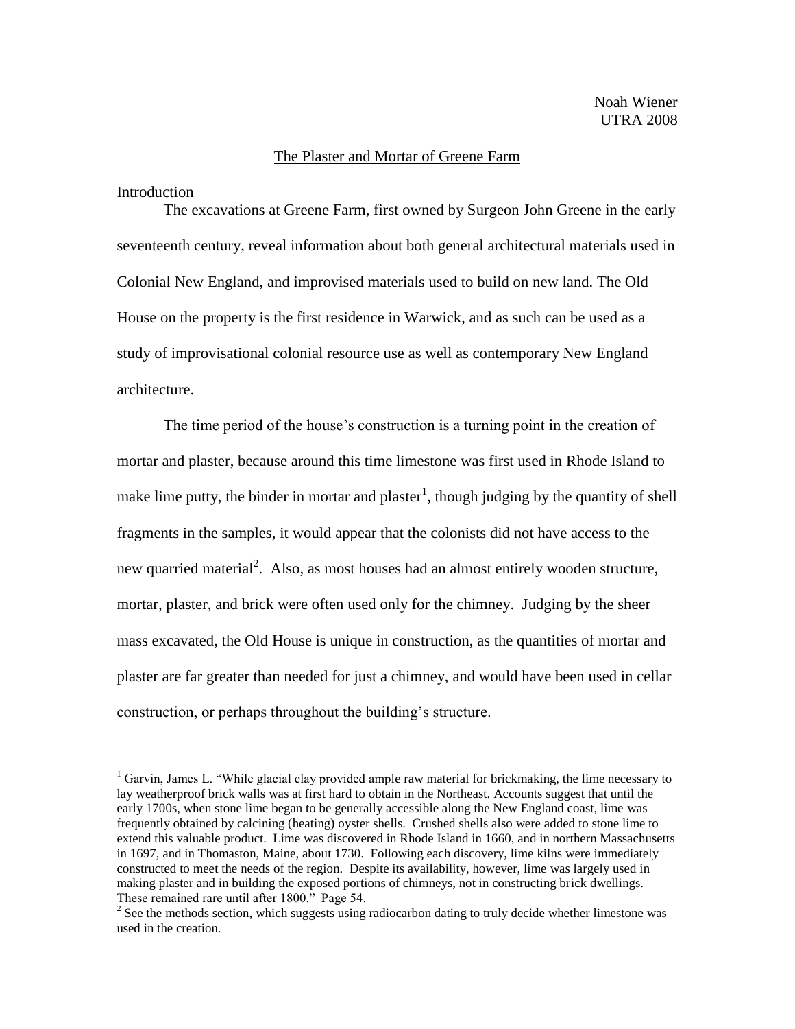Noah Wiener
UTRA 2008

# The Plaster and Mortar of Greene Farm

## Introduction

The excavations at Greene Farm, first owned by Surgeon John Greene in the early seventeenth century, reveal information about both general architectural materials used in Colonial New England, and improvised materials used to build on new land. The Old House on the property is the first residence in Warwick, and as such can be used as a study of improvisational colonial resource use as well as contemporary New England architecture.

The time period of the house's construction is a turning point in the creation of mortar and plaster, because around this time limestone was first used in Rhode Island to make lime putty, the binder in mortar and plaster[1], though judging by the quantity of shell fragments in the samples, it would appear that the colonists did not have access to the new quarried material[2]. Also, as most houses had an almost entirely wooden structure, mortar, plaster, and brick were often used only for the chimney. Judging by the sheer mass excavated, the Old House is unique in construction, as the quantities of mortar and plaster are far greater than needed for just a chimney, and would have been used in cellar construction, or perhaps throughout the building's structure.

---

[1] Garvin, James L. "While glacial clay provided ample raw material for brickmaking, the lime necessary to lay weatherproof brick walls was at first hard to obtain in the Northeast. Accounts suggest that until the early 1700s, when stone lime began to be generally accessible along the New England coast, lime was frequently obtained by calcining (heating) oyster shells. Crushed shells also were added to stone lime to extend this valuable product. Lime was discovered in Rhode Island in 1660, and in northern Massachusetts in 1697, and in Thomaston, Maine, about 1730. Following each discovery, lime kilns were immediately constructed to meet the needs of the region. Despite its availability, however, lime was largely used in making plaster and in building the exposed portions of chimneys, not in constructing brick dwellings. These remained rare until after 1800." Page 54.

[2] See the methods section, which suggests using radiocarbon dating to truly decide whether limestone was used in the creation.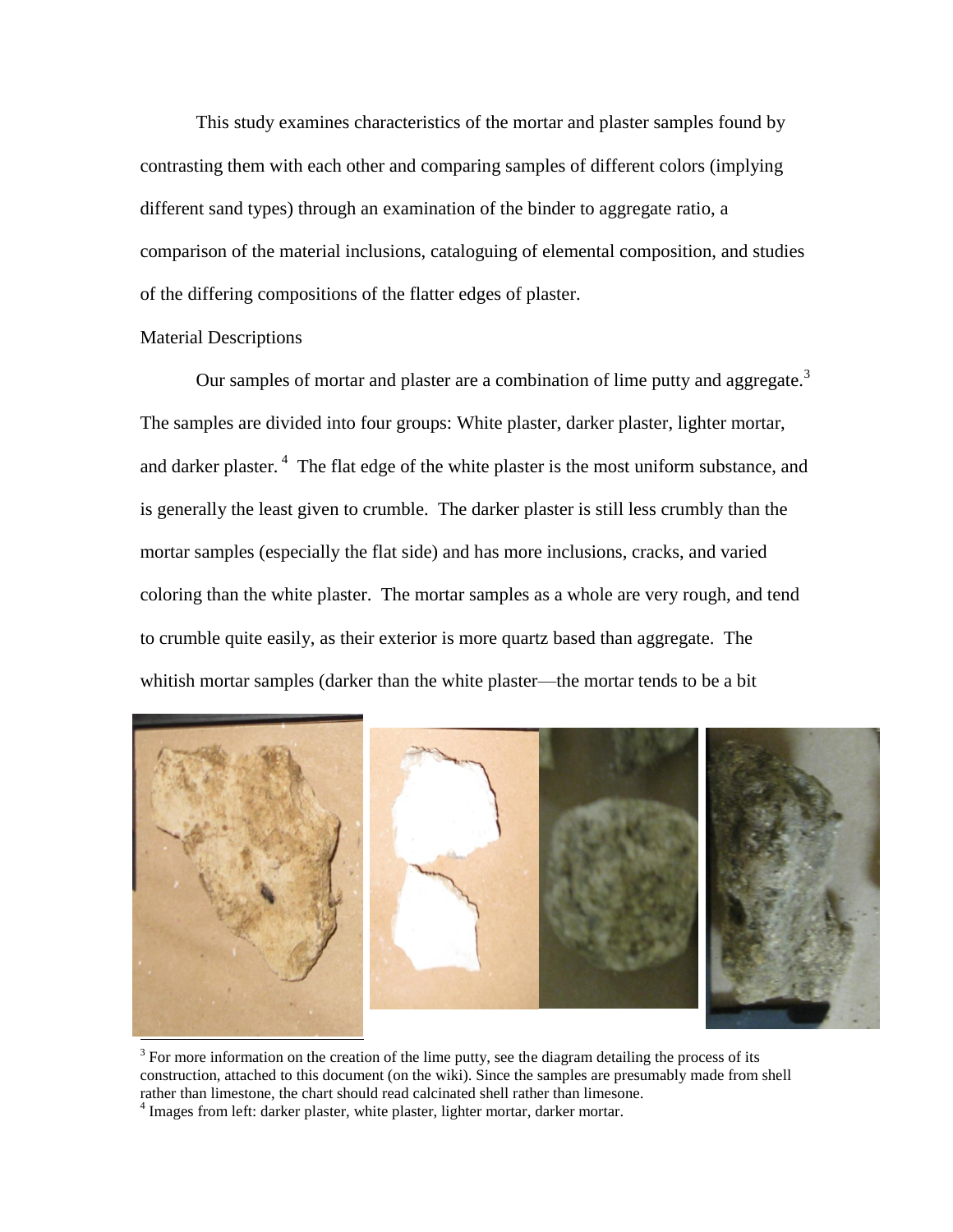This study examines characteristics of the mortar and plaster samples found by contrasting them with each other and comparing samples of different colors (implying different sand types) through an examination of the binder to aggregate ratio, a comparison of the material inclusions, cataloguing of elemental composition, and studies of the differing compositions of the flatter edges of plaster.

Material Descriptions

Our samples of mortar and plaster are a combination of lime putty and aggregate.[3] The samples are divided into four groups: White plaster, darker plaster, lighter mortar, and darker plaster. [4] The flat edge of the white plaster is the most uniform substance, and is generally the least given to crumble. The darker plaster is still less crumbly than the mortar samples (especially the flat side) and has more inclusions, cracks, and varied coloring than the white plaster. The mortar samples as a whole are very rough, and tend to crumble quite easily, as their exterior is more quartz based than aggregate. The whitish mortar samples (darker than the white plaster—the mortar tends to be a bit

[3] For more information on the creation of the lime putty, see the diagram detailing the process of its construction, attached to this document (on the wiki). Since the samples are presumably made from shell rather than limestone, the chart should read calcinated shell rather than limesone.

[4] Images from left: darker plaster, white plaster, lighter mortar, darker mortar.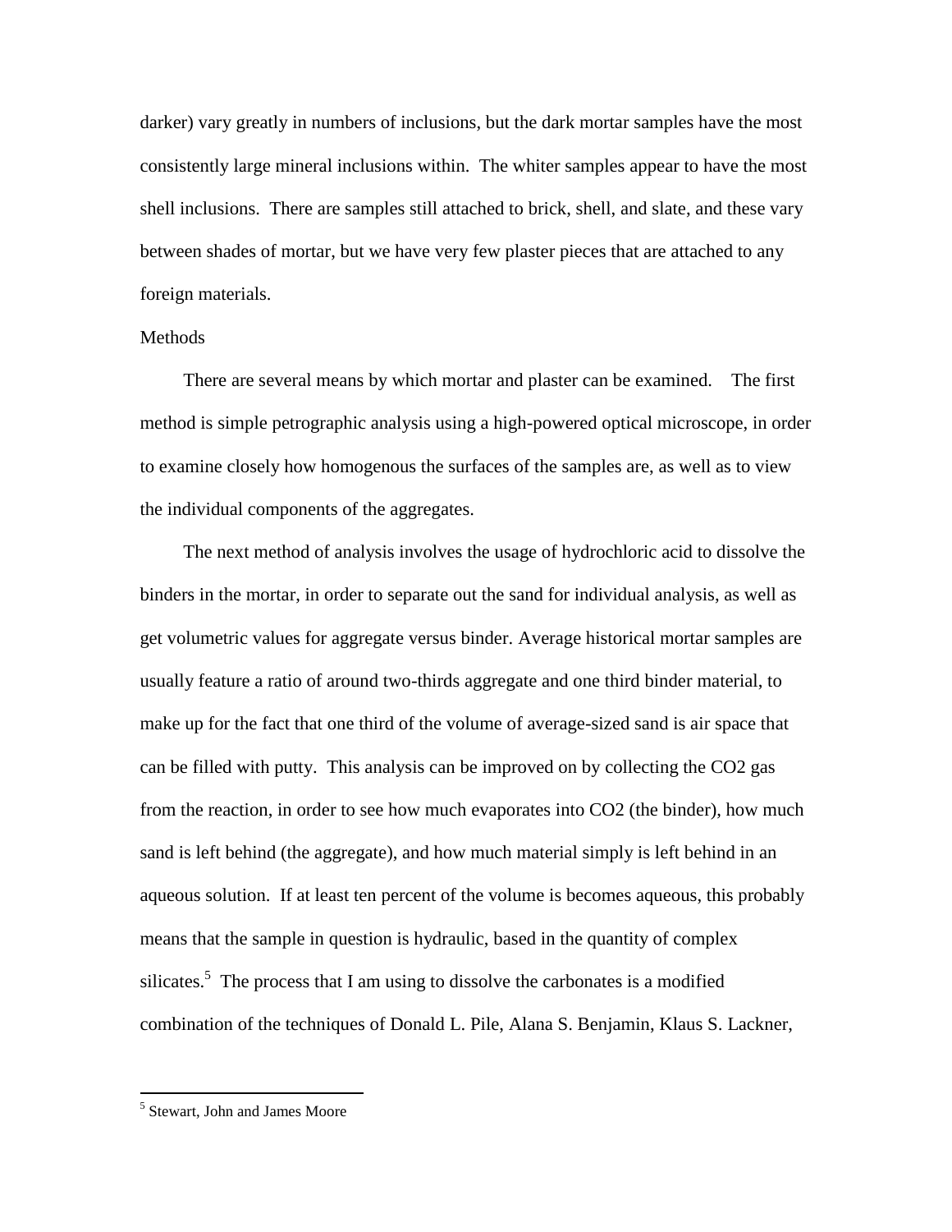darker) vary greatly in numbers of inclusions, but the dark mortar samples have the most consistently large mineral inclusions within. The whiter samples appear to have the most shell inclusions. There are samples still attached to brick, shell, and slate, and these vary between shades of mortar, but we have very few plaster pieces that are attached to any foreign materials.

## Methods

There are several means by which mortar and plaster can be examined. The first method is simple petrographic analysis using a high-powered optical microscope, in order to examine closely how homogenous the surfaces of the samples are, as well as to view the individual components of the aggregates.

The next method of analysis involves the usage of hydrochloric acid to dissolve the binders in the mortar, in order to separate out the sand for individual analysis, as well as get volumetric values for aggregate versus binder. Average historical mortar samples are usually feature a ratio of around two-thirds aggregate and one third binder material, to make up for the fact that one third of the volume of average-sized sand is air space that can be filled with putty. This analysis can be improved on by collecting the $CO_2$ gas from the reaction, in order to see how much evaporates into $CO_2$ (the binder), how much sand is left behind (the aggregate), and how much material simply is left behind in an aqueous solution. If at least ten percent of the volume is becomes aqueous, this probably means that the sample in question is hydraulic, based in the quantity of complex silicates.[5] The process that I am using to dissolve the carbonates is a modified combination of the techniques of Donald L. Pile, Alana S. Benjamin, Klaus S. Lackner,

---

[5] Stewart, John and James Moore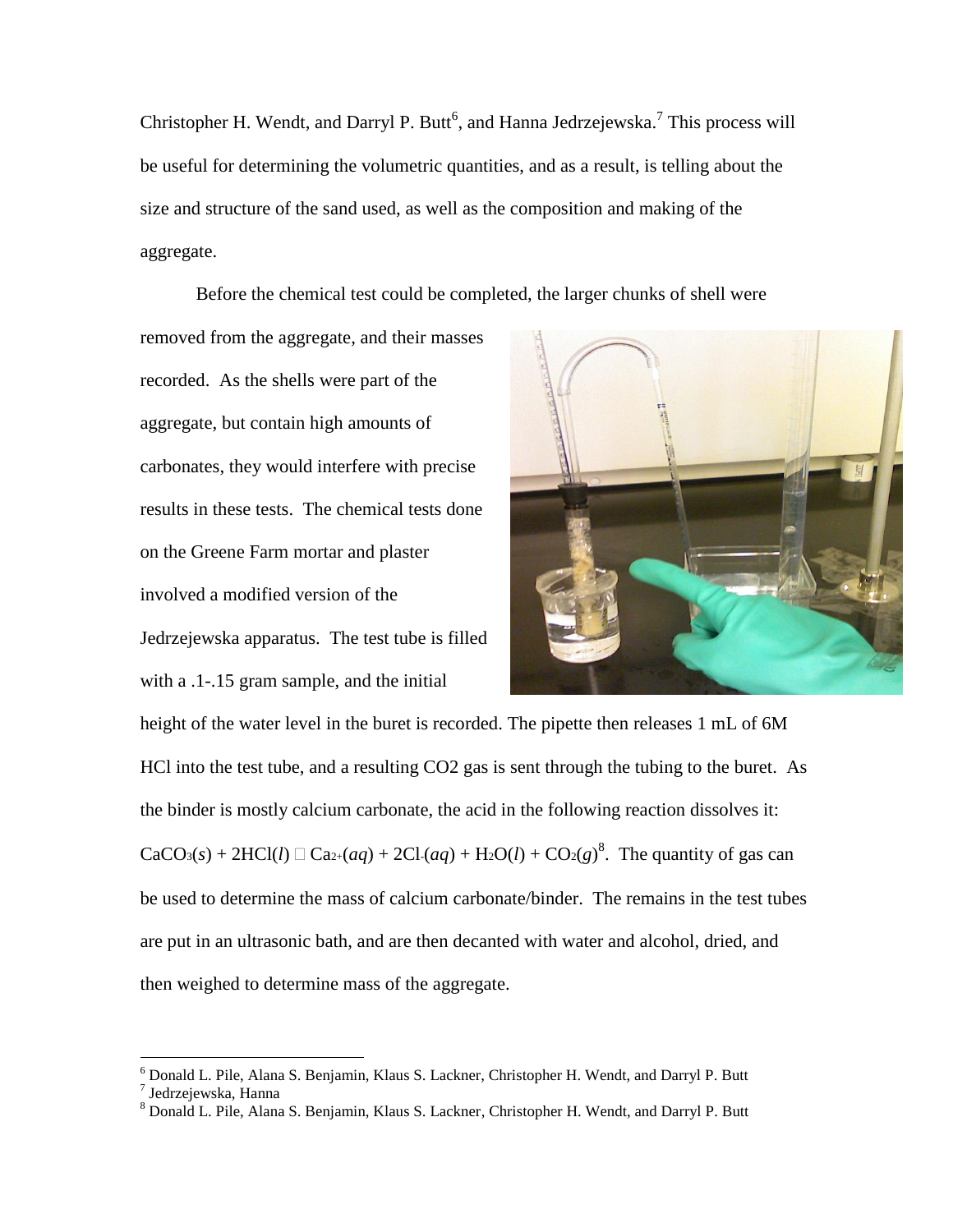Christopher H. Wendt, and Darryl P. Butt[6], and Hanna Jedrzejewska.[7] This process will be useful for determining the volumetric quantities, and as a result, is telling about the size and structure of the sand used, as well as the composition and making of the aggregate.

Before the chemical test could be completed, the larger chunks of shell were removed from the aggregate, and their masses recorded. As the shells were part of the aggregate, but contain high amounts of carbonates, they would interfere with precise results in these tests. The chemical tests done on the Greene Farm mortar and plaster involved a modified version of the Jedrzejewska apparatus. The test tube is filled with a .1-.15 gram sample, and the initial height of the water level in the buret is recorded. The pipette then releases 1 mL of 6M HCl into the test tube, and a resulting CO2 gas is sent through the tubing to the buret. As the binder is mostly calcium carbonate, the acid in the following reaction dissolves it: $CaCO_3(s) + 2HCl(l) \rightarrow Ca^{2+}(aq) + 2Cl^{-}(aq) + H_2O(l) + CO_2(g)$[8]. The quantity of gas can be used to determine the mass of calcium carbonate/binder. The remains in the test tubes are put in an ultrasonic bath, and are then decanted with water and alcohol, dried, and then weighed to determine mass of the aggregate.

---

[6] Donald L. Pile, Alana S. Benjamin, Klaus S. Lackner, Christopher H. Wendt, and Darryl P. Butt

[7] Jedrzejewska, Hanna

[8] Donald L. Pile, Alana S. Benjamin, Klaus S. Lackner, Christopher H. Wendt, and Darryl P. Butt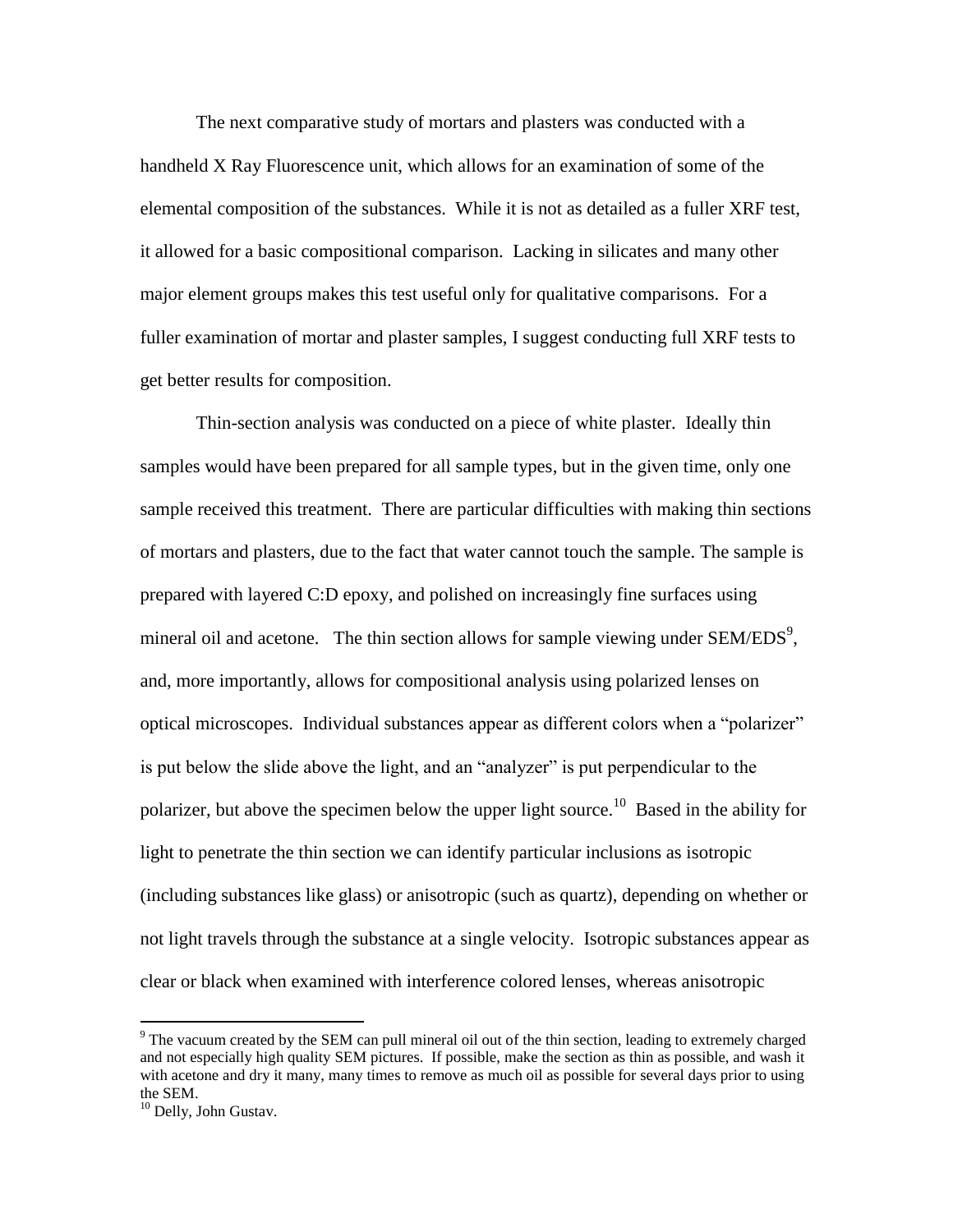The next comparative study of mortars and plasters was conducted with a handheld X Ray Fluorescence unit, which allows for an examination of some of the elemental composition of the substances. While it is not as detailed as a fuller XRF test, it allowed for a basic compositional comparison. Lacking in silicates and many other major element groups makes this test useful only for qualitative comparisons. For a fuller examination of mortar and plaster samples, I suggest conducting full XRF tests to get better results for composition.

Thin-section analysis was conducted on a piece of white plaster. Ideally thin samples would have been prepared for all sample types, but in the given time, only one sample received this treatment. There are particular difficulties with making thin sections of mortars and plasters, due to the fact that water cannot touch the sample. The sample is prepared with layered C:D epoxy, and polished on increasingly fine surfaces using mineral oil and acetone. The thin section allows for sample viewing under SEM/EDS[9], and, more importantly, allows for compositional analysis using polarized lenses on optical microscopes. Individual substances appear as different colors when a "polarizer" is put below the slide above the light, and an "analyzer" is put perpendicular to the polarizer, but above the specimen below the upper light source.[10] Based in the ability for light to penetrate the thin section we can identify particular inclusions as isotropic (including substances like glass) or anisotropic (such as quartz), depending on whether or not light travels through the substance at a single velocity. Isotropic substances appear as clear or black when examined with interference colored lenses, whereas anisotropic

---

[9] The vacuum created by the SEM can pull mineral oil out of the thin section, leading to extremely charged and not especially high quality SEM pictures. If possible, make the section as thin as possible, and wash it with acetone and dry it many, many times to remove as much oil as possible for several days prior to using the SEM.

[10] Delly, John Gustav.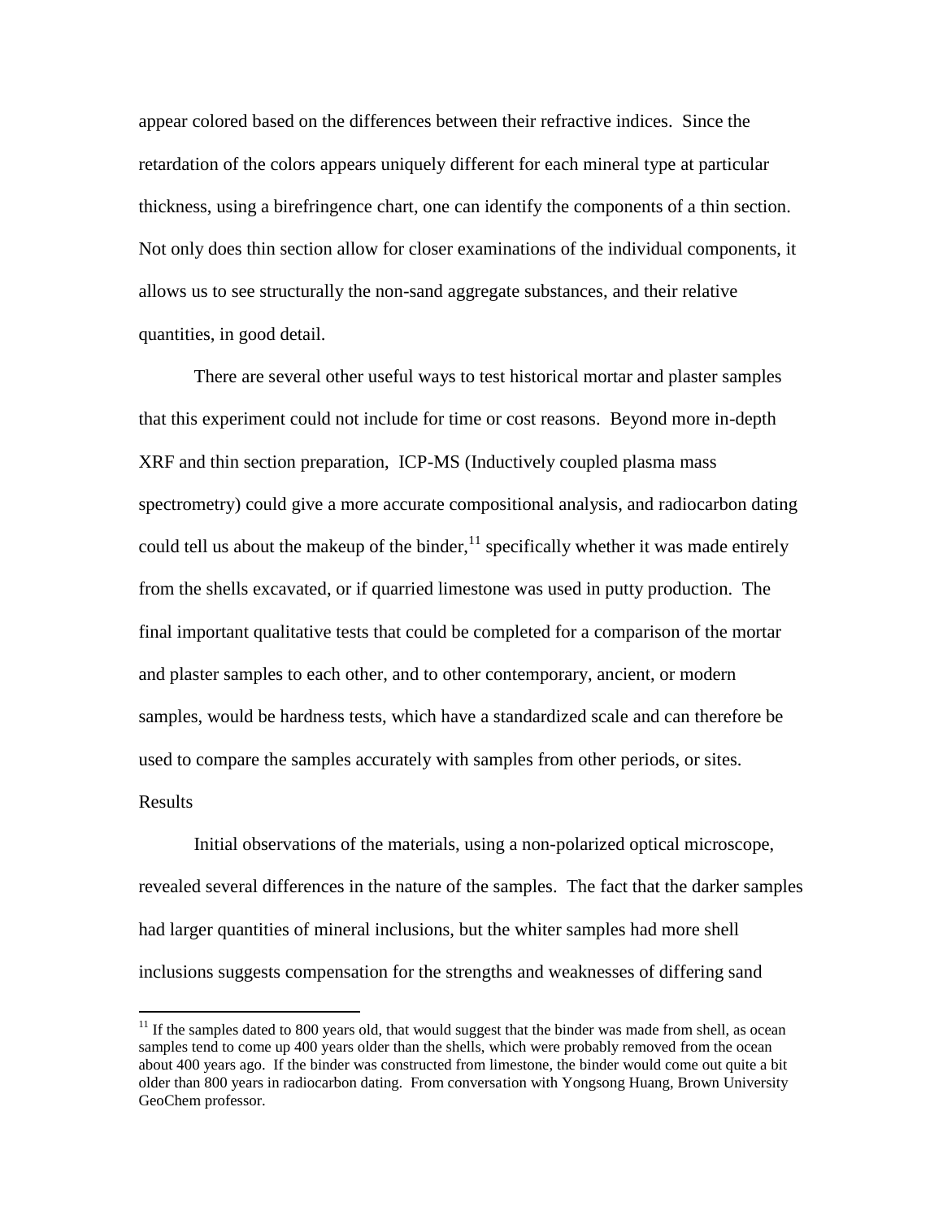appear colored based on the differences between their refractive indices. Since the retardation of the colors appears uniquely different for each mineral type at particular thickness, using a birefringence chart, one can identify the components of a thin section. Not only does thin section allow for closer examinations of the individual components, it allows us to see structurally the non-sand aggregate substances, and their relative quantities, in good detail.

There are several other useful ways to test historical mortar and plaster samples that this experiment could not include for time or cost reasons. Beyond more in-depth XRF and thin section preparation, ICP-MS (Inductively coupled plasma mass spectrometry) could give a more accurate compositional analysis, and radiocarbon dating could tell us about the makeup of the binder,[11] specifically whether it was made entirely from the shells excavated, or if quarried limestone was used in putty production. The final important qualitative tests that could be completed for a comparison of the mortar and plaster samples to each other, and to other contemporary, ancient, or modern samples, would be hardness tests, which have a standardized scale and can therefore be used to compare the samples accurately with samples from other periods, or sites.

## Results

Initial observations of the materials, using a non-polarized optical microscope, revealed several differences in the nature of the samples. The fact that the darker samples had larger quantities of mineral inclusions, but the whiter samples had more shell inclusions suggests compensation for the strengths and weaknesses of differing sand

---

[11] If the samples dated to 800 years old, that would suggest that the binder was made from shell, as ocean samples tend to come up 400 years older than the shells, which were probably removed from the ocean about 400 years ago. If the binder was constructed from limestone, the binder would come out quite a bit older than 800 years in radiocarbon dating. From conversation with Yongsong Huang, Brown University GeoChem professor.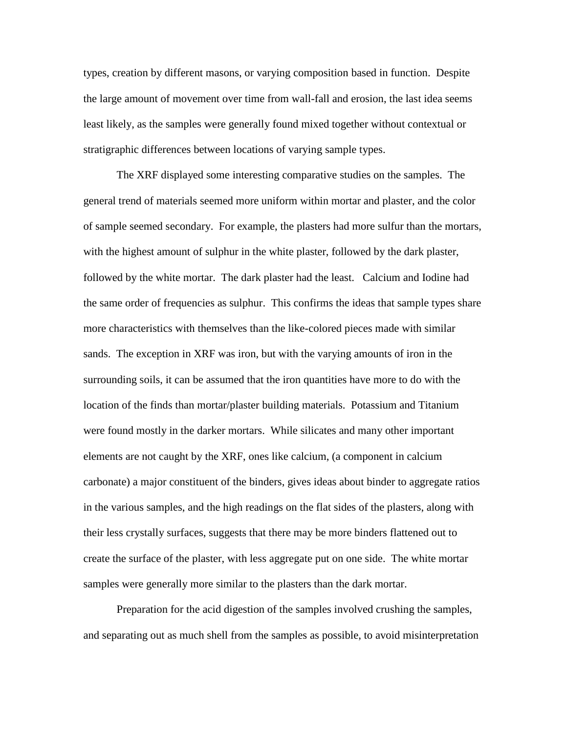types, creation by different masons, or varying composition based in function. Despite the large amount of movement over time from wall-fall and erosion, the last idea seems least likely, as the samples were generally found mixed together without contextual or stratigraphic differences between locations of varying sample types.

The XRF displayed some interesting comparative studies on the samples. The general trend of materials seemed more uniform within mortar and plaster, and the color of sample seemed secondary. For example, the plasters had more sulfur than the mortars, with the highest amount of sulphur in the white plaster, followed by the dark plaster, followed by the white mortar. The dark plaster had the least. Calcium and Iodine had the same order of frequencies as sulphur. This confirms the ideas that sample types share more characteristics with themselves than the like-colored pieces made with similar sands. The exception in XRF was iron, but with the varying amounts of iron in the surrounding soils, it can be assumed that the iron quantities have more to do with the location of the finds than mortar/plaster building materials. Potassium and Titanium were found mostly in the darker mortars. While silicates and many other important elements are not caught by the XRF, ones like calcium, (a component in calcium carbonate) a major constituent of the binders, gives ideas about binder to aggregate ratios in the various samples, and the high readings on the flat sides of the plasters, along with their less crystally surfaces, suggests that there may be more binders flattened out to create the surface of the plaster, with less aggregate put on one side. The white mortar samples were generally more similar to the plasters than the dark mortar.

Preparation for the acid digestion of the samples involved crushing the samples, and separating out as much shell from the samples as possible, to avoid misinterpretation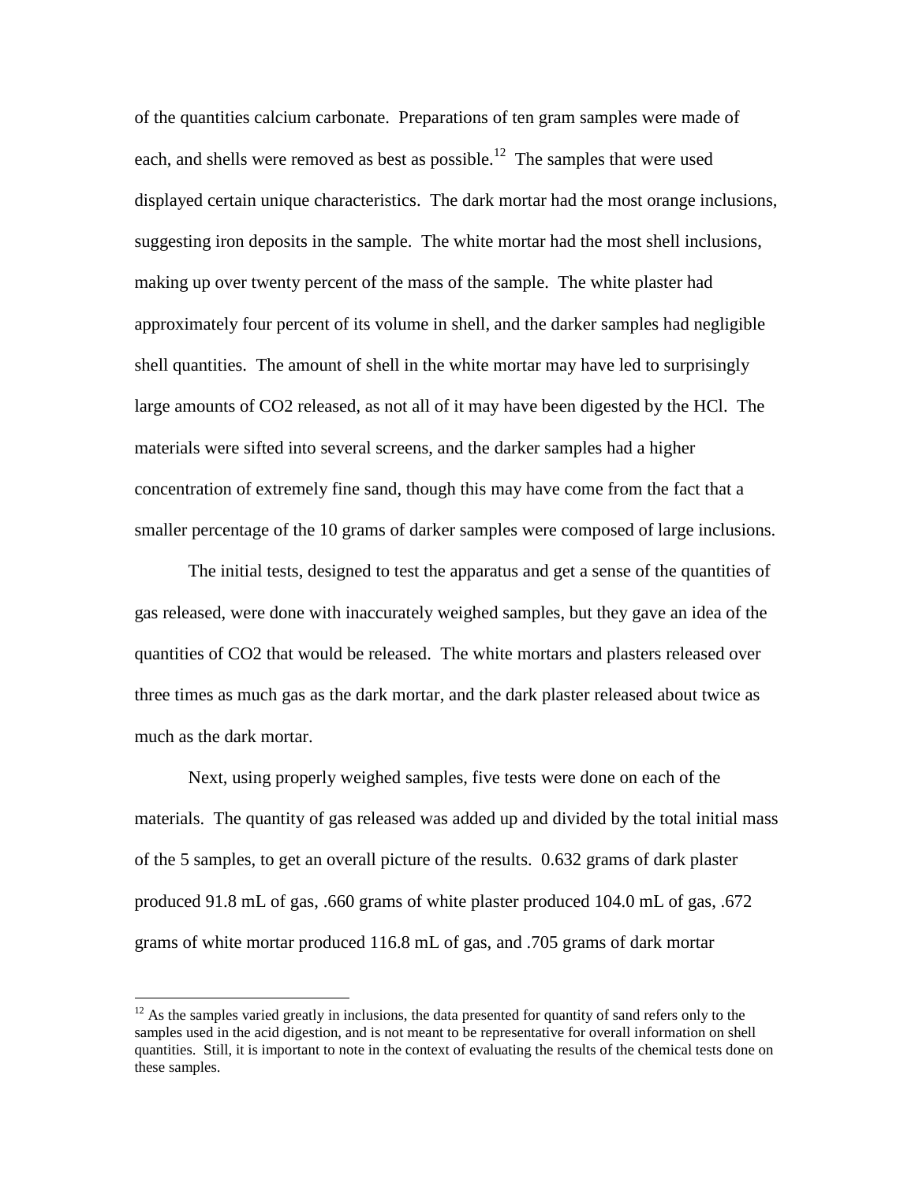of the quantities calcium carbonate. Preparations of ten gram samples were made of each, and shells were removed as best as possible.[12] The samples that were used displayed certain unique characteristics. The dark mortar had the most orange inclusions, suggesting iron deposits in the sample. The white mortar had the most shell inclusions, making up over twenty percent of the mass of the sample. The white plaster had approximately four percent of its volume in shell, and the darker samples had negligible shell quantities. The amount of shell in the white mortar may have led to surprisingly large amounts of CO2 released, as not all of it may have been digested by the HCl. The materials were sifted into several screens, and the darker samples had a higher concentration of extremely fine sand, though this may have come from the fact that a smaller percentage of the 10 grams of darker samples were composed of large inclusions.

The initial tests, designed to test the apparatus and get a sense of the quantities of gas released, were done with inaccurately weighed samples, but they gave an idea of the quantities of CO2 that would be released. The white mortars and plasters released over three times as much gas as the dark mortar, and the dark plaster released about twice as much as the dark mortar.

Next, using properly weighed samples, five tests were done on each of the materials. The quantity of gas released was added up and divided by the total initial mass of the 5 samples, to get an overall picture of the results. 0.632 grams of dark plaster produced 91.8 mL of gas, .660 grams of white plaster produced 104.0 mL of gas, .672 grams of white mortar produced 116.8 mL of gas, and .705 grams of dark mortar

---

[12] As the samples varied greatly in inclusions, the data presented for quantity of sand refers only to the samples used in the acid digestion, and is not meant to be representative for overall information on shell quantities. Still, it is important to note in the context of evaluating the results of the chemical tests done on these samples.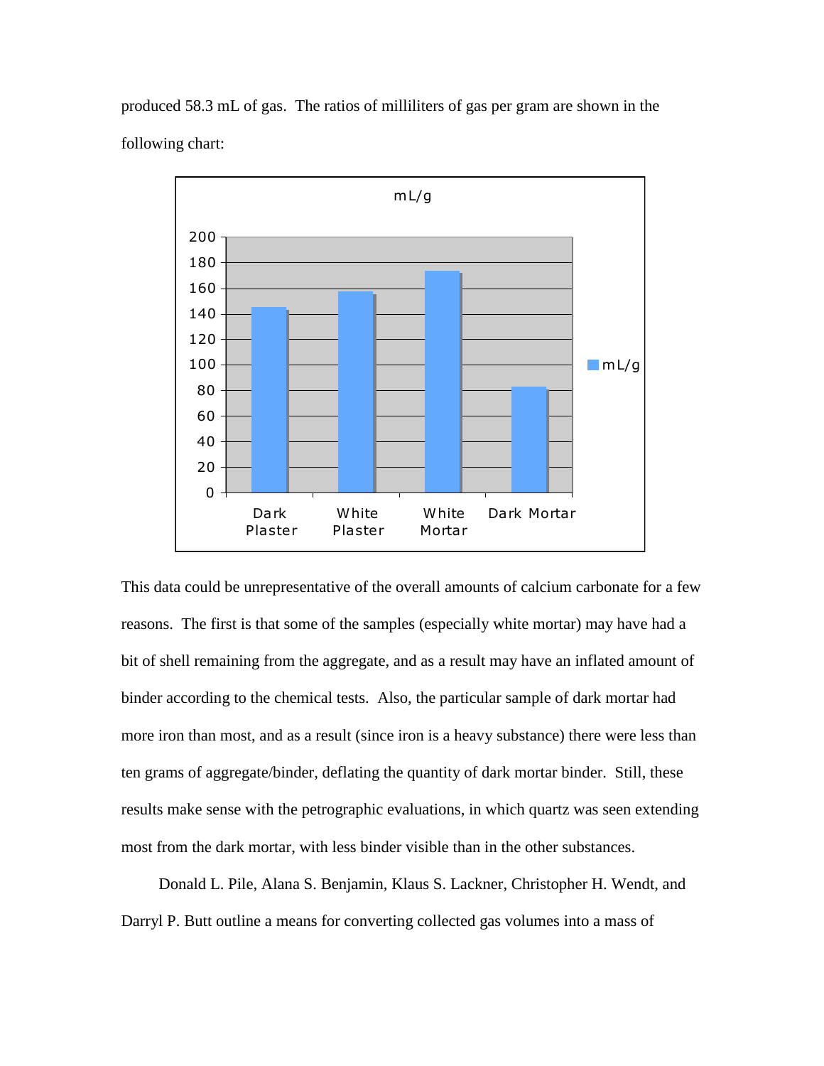produced 58.3 mL of gas. The ratios of milliliters of gas per gram are shown in the following chart:

This data could be unrepresentative of the overall amounts of calcium carbonate for a few reasons. The first is that some of the samples (especially white mortar) may have had a bit of shell remaining from the aggregate, and as a result may have an inflated amount of binder according to the chemical tests. Also, the particular sample of dark mortar had more iron than most, and as a result (since iron is a heavy substance) there were less than ten grams of aggregate/binder, deflating the quantity of dark mortar binder. Still, these results make sense with the petrographic evaluations, in which quartz was seen extending most from the dark mortar, with less binder visible than in the other substances.

Donald L. Pile, Alana S. Benjamin, Klaus S. Lackner, Christopher H. Wendt, and Darryl P. Butt outline a means for converting collected gas volumes into a mass of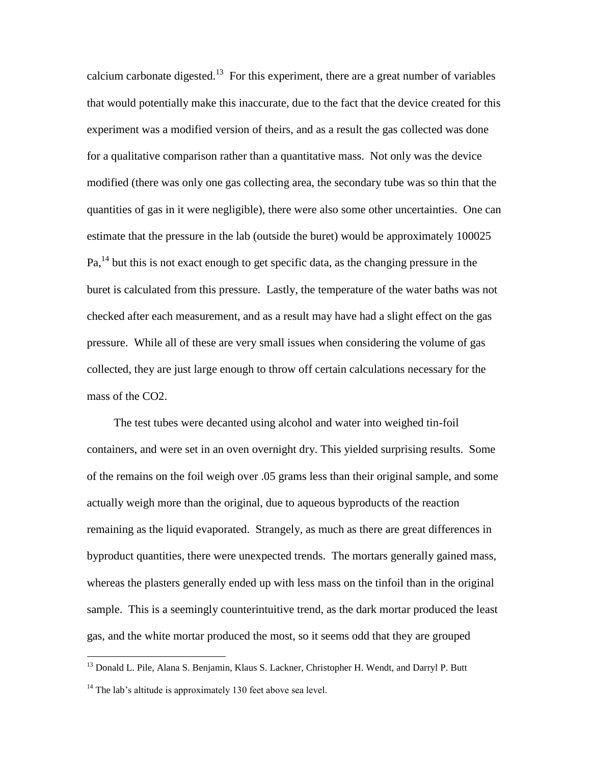calcium carbonate digested.[13] For this experiment, there are a great number of variables that would potentially make this inaccurate, due to the fact that the device created for this experiment was a modified version of theirs, and as a result the gas collected was done for a qualitative comparison rather than a quantitative mass. Not only was the device modified (there was only one gas collecting area, the secondary tube was so thin that the quantities of gas in it were negligible), there were also some other uncertainties. One can estimate that the pressure in the lab (outside the buret) would be approximately 100025 Pa,[14] but this is not exact enough to get specific data, as the changing pressure in the buret is calculated from this pressure. Lastly, the temperature of the water baths was not checked after each measurement, and as a result may have had a slight effect on the gas pressure. While all of these are very small issues when considering the volume of gas collected, they are just large enough to throw off certain calculations necessary for the mass of the $CO_2$.

The test tubes were decanted using alcohol and water into weighed tin-foil containers, and were set in an oven overnight dry. This yielded surprising results. Some of the remains on the foil weigh over .05 grams less than their original sample, and some actually weigh more than the original, due to aqueous byproducts of the reaction remaining as the liquid evaporated. Strangely, as much as there are great differences in byproduct quantities, there were unexpected trends. The mortars generally gained mass, whereas the plasters generally ended up with less mass on the tinfoil than in the original sample. This is a seemingly counterintuitive trend, as the dark mortar produced the least gas, and the white mortar produced the most, so it seems odd that they are grouped

---

[13] Donald L. Pile, Alana S. Benjamin, Klaus S. Lackner, Christopher H. Wendt, and Darryl P. Butt

[14] The lab's altitude is approximately 130 feet above sea level.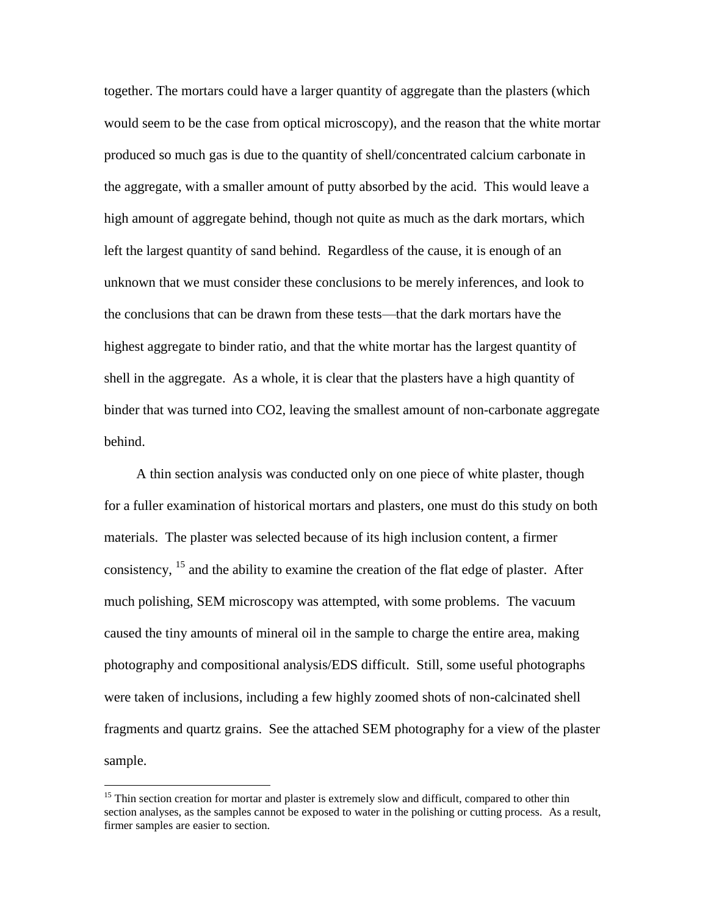together. The mortars could have a larger quantity of aggregate than the plasters (which would seem to be the case from optical microscopy), and the reason that the white mortar produced so much gas is due to the quantity of shell/concentrated calcium carbonate in the aggregate, with a smaller amount of putty absorbed by the acid. This would leave a high amount of aggregate behind, though not quite as much as the dark mortars, which left the largest quantity of sand behind. Regardless of the cause, it is enough of an unknown that we must consider these conclusions to be merely inferences, and look to the conclusions that can be drawn from these tests—that the dark mortars have the highest aggregate to binder ratio, and that the white mortar has the largest quantity of shell in the aggregate. As a whole, it is clear that the plasters have a high quantity of binder that was turned into $CO_2$, leaving the smallest amount of non-carbonate aggregate behind.

A thin section analysis was conducted only on one piece of white plaster, though for a fuller examination of historical mortars and plasters, one must do this study on both materials. The plaster was selected because of its high inclusion content, a firmer consistency, [15] and the ability to examine the creation of the flat edge of plaster. After much polishing, SEM microscopy was attempted, with some problems. The vacuum caused the tiny amounts of mineral oil in the sample to charge the entire area, making photography and compositional analysis/EDS difficult. Still, some useful photographs were taken of inclusions, including a few highly zoomed shots of non-calcinated shell fragments and quartz grains. See the attached SEM photography for a view of the plaster sample.

---

[15] Thin section creation for mortar and plaster is extremely slow and difficult, compared to other thin section analyses, as the samples cannot be exposed to water in the polishing or cutting process. As a result, firmer samples are easier to section.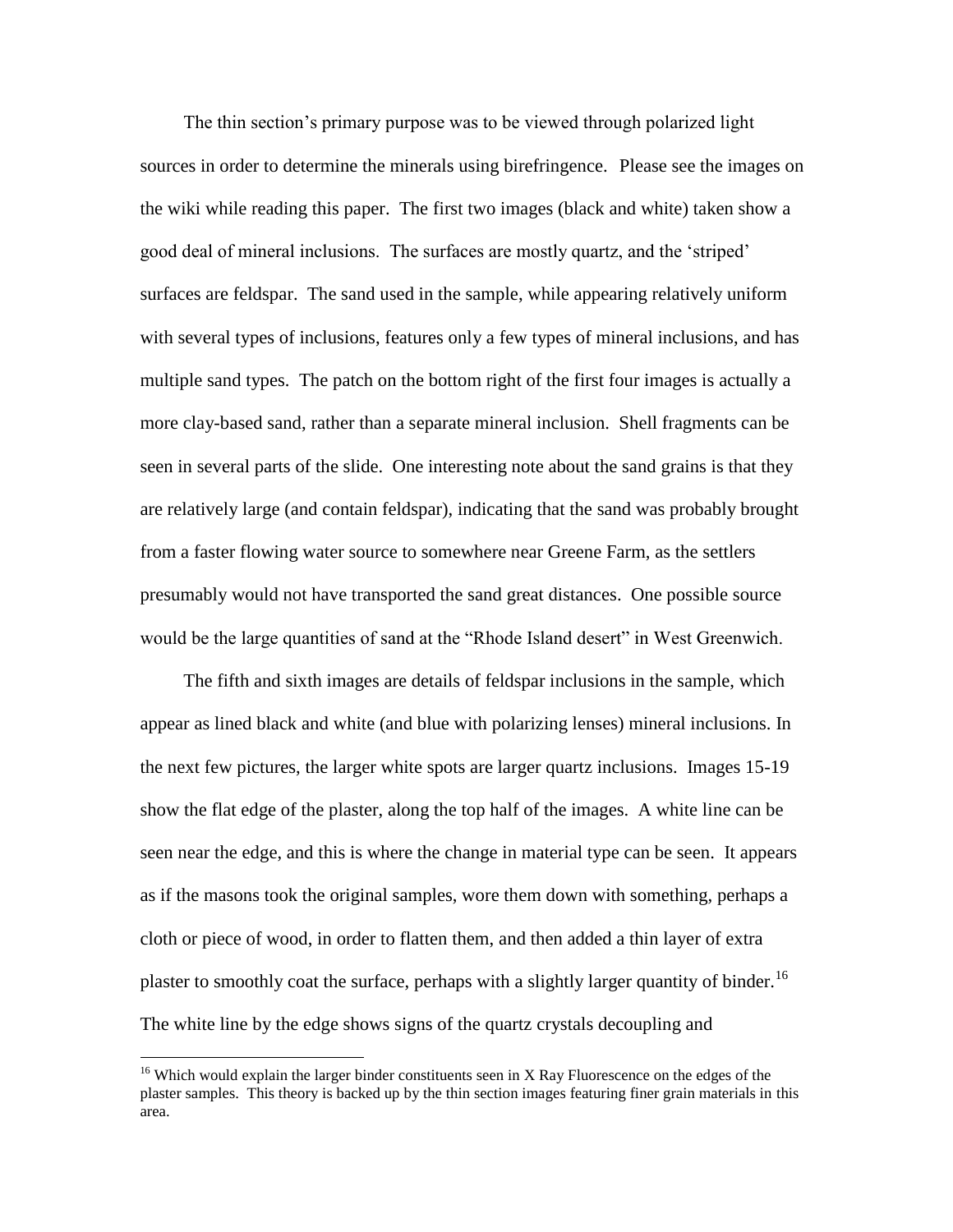The thin section's primary purpose was to be viewed through polarized light sources in order to determine the minerals using birefringence. Please see the images on the wiki while reading this paper. The first two images (black and white) taken show a good deal of mineral inclusions. The surfaces are mostly quartz, and the 'striped' surfaces are feldspar. The sand used in the sample, while appearing relatively uniform with several types of inclusions, features only a few types of mineral inclusions, and has multiple sand types. The patch on the bottom right of the first four images is actually a more clay-based sand, rather than a separate mineral inclusion. Shell fragments can be seen in several parts of the slide. One interesting note about the sand grains is that they are relatively large (and contain feldspar), indicating that the sand was probably brought from a faster flowing water source to somewhere near Greene Farm, as the settlers presumably would not have transported the sand great distances. One possible source would be the large quantities of sand at the "Rhode Island desert" in West Greenwich.

The fifth and sixth images are details of feldspar inclusions in the sample, which appear as lined black and white (and blue with polarizing lenses) mineral inclusions. In the next few pictures, the larger white spots are larger quartz inclusions. Images 15-19 show the flat edge of the plaster, along the top half of the images. A white line can be seen near the edge, and this is where the change in material type can be seen. It appears as if the masons took the original samples, wore them down with something, perhaps a cloth or piece of wood, in order to flatten them, and then added a thin layer of extra plaster to smoothly coat the surface, perhaps with a slightly larger quantity of binder.[16] The white line by the edge shows signs of the quartz crystals decoupling and

[16] Which would explain the larger binder constituents seen in X Ray Fluorescence on the edges of the plaster samples. This theory is backed up by the thin section images featuring finer grain materials in this area.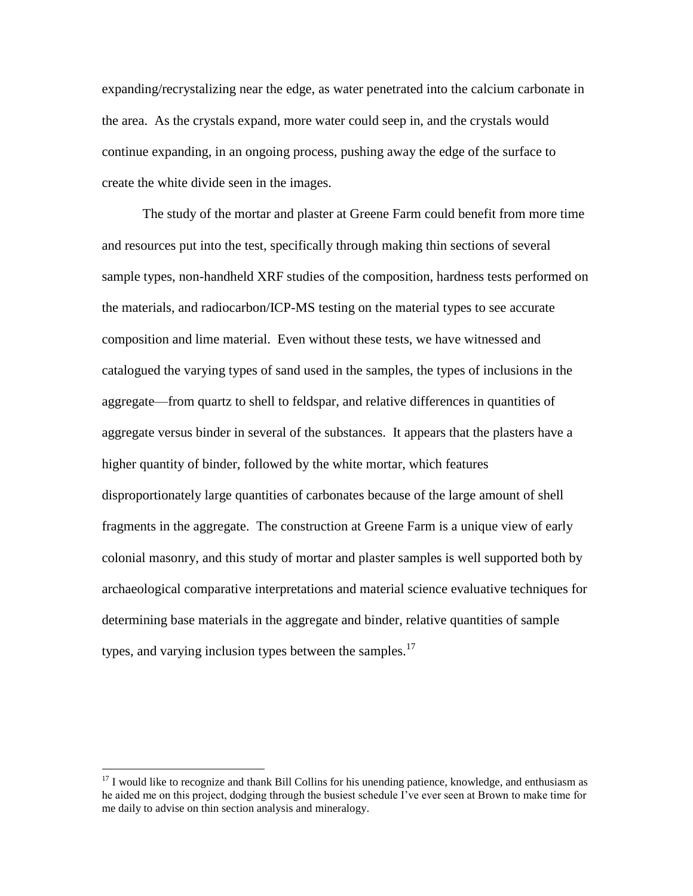expanding/recrystalizing near the edge, as water penetrated into the calcium carbonate in the area. As the crystals expand, more water could seep in, and the crystals would continue expanding, in an ongoing process, pushing away the edge of the surface to create the white divide seen in the images.

The study of the mortar and plaster at Greene Farm could benefit from more time and resources put into the test, specifically through making thin sections of several sample types, non-handheld XRF studies of the composition, hardness tests performed on the materials, and radiocarbon/ICP-MS testing on the material types to see accurate composition and lime material. Even without these tests, we have witnessed and catalogued the varying types of sand used in the samples, the types of inclusions in the aggregate—from quartz to shell to feldspar, and relative differences in quantities of aggregate versus binder in several of the substances. It appears that the plasters have a higher quantity of binder, followed by the white mortar, which features disproportionately large quantities of carbonates because of the large amount of shell fragments in the aggregate. The construction at Greene Farm is a unique view of early colonial masonry, and this study of mortar and plaster samples is well supported both by archaeological comparative interpretations and material science evaluative techniques for determining base materials in the aggregate and binder, relative quantities of sample types, and varying inclusion types between the samples.[17]

[17] I would like to recognize and thank Bill Collins for his unending patience, knowledge, and enthusiasm as he aided me on this project, dodging through the busiest schedule I've ever seen at Brown to make time for me daily to advise on thin section analysis and mineralogy.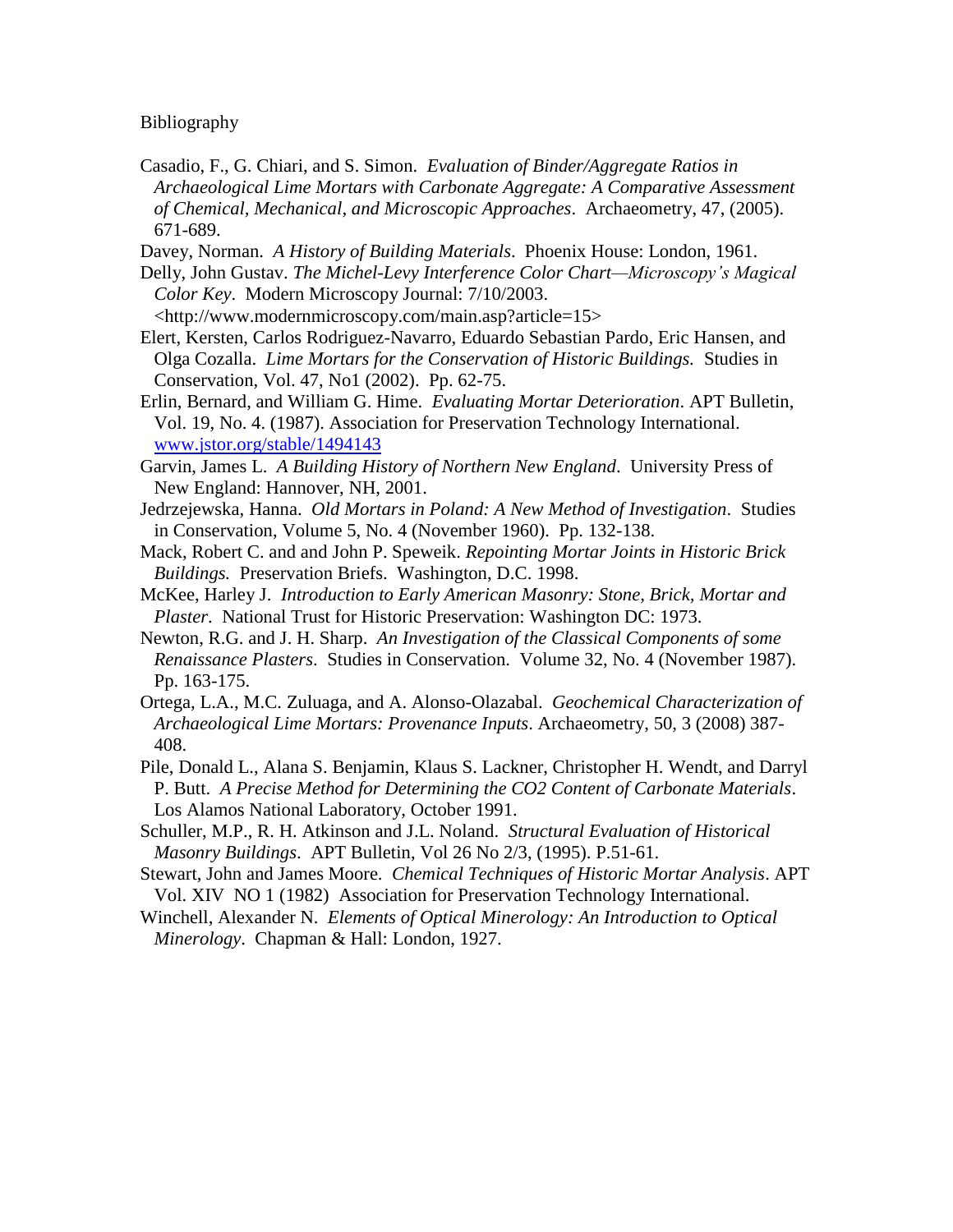Bibliography

Casadio, F., G. Chiari, and S. Simon. *Evaluation of Binder/Aggregate Ratios in Archaeological Lime Mortars with Carbonate Aggregate: A Comparative Assessment of Chemical, Mechanical, and Microscopic Approaches*. Archaeometry, 47, (2005). 671-689.

Davey, Norman. *A History of Building Materials*. Phoenix House: London, 1961.

Delly, John Gustav. *The Michel-Levy Interference Color Chart—Microscopy's Magical Color Key*. Modern Microscopy Journal: 7/10/2003. <http://www.modernmicroscopy.com/main.asp?article=15>

Elert, Kersten, Carlos Rodriguez-Navarro, Eduardo Sebastian Pardo, Eric Hansen, and Olga Cozalla. *Lime Mortars for the Conservation of Historic Buildings.* Studies in Conservation, Vol. 47, No1 (2002). Pp. 62-75.

Erlin, Bernard, and William G. Hime. *Evaluating Mortar Deterioration*. APT Bulletin, Vol. 19, No. 4. (1987). Association for Preservation Technology International. www.jstor.org/stable/1494143

Garvin, James L. *A Building History of Northern New England*. University Press of New England: Hannover, NH, 2001.

Jedrzejewska, Hanna. *Old Mortars in Poland: A New Method of Investigation*. Studies in Conservation, Volume 5, No. 4 (November 1960). Pp. 132-138.

Mack, Robert C. and and John P. Speweik. *Repointing Mortar Joints in Historic Brick Buildings.* Preservation Briefs. Washington, D.C. 1998.

McKee, Harley J. *Introduction to Early American Masonry: Stone, Brick, Mortar and Plaster*. National Trust for Historic Preservation: Washington DC: 1973.

Newton, R.G. and J. H. Sharp. *An Investigation of the Classical Components of some Renaissance Plasters*. Studies in Conservation. Volume 32, No. 4 (November 1987). Pp. 163-175.

Ortega, L.A., M.C. Zuluaga, and A. Alonso-Olazabal. *Geochemical Characterization of Archaeological Lime Mortars: Provenance Inputs*. Archaeometry, 50, 3 (2008) 387-408.

Pile, Donald L., Alana S. Benjamin, Klaus S. Lackner, Christopher H. Wendt, and Darryl P. Butt. *A Precise Method for Determining the CO2 Content of Carbonate Materials*. Los Alamos National Laboratory, October 1991.

Schuller, M.P., R. H. Atkinson and J.L. Noland. *Structural Evaluation of Historical Masonry Buildings*. APT Bulletin, Vol 26 No 2/3, (1995). P.51-61.

Stewart, John and James Moore. *Chemical Techniques of Historic Mortar Analysis*. APT Vol. XIV NO 1 (1982) Association for Preservation Technology International.

Winchell, Alexander N. *Elements of Optical Minerology: An Introduction to Optical Minerology*. Chapman & Hall: London, 1927.